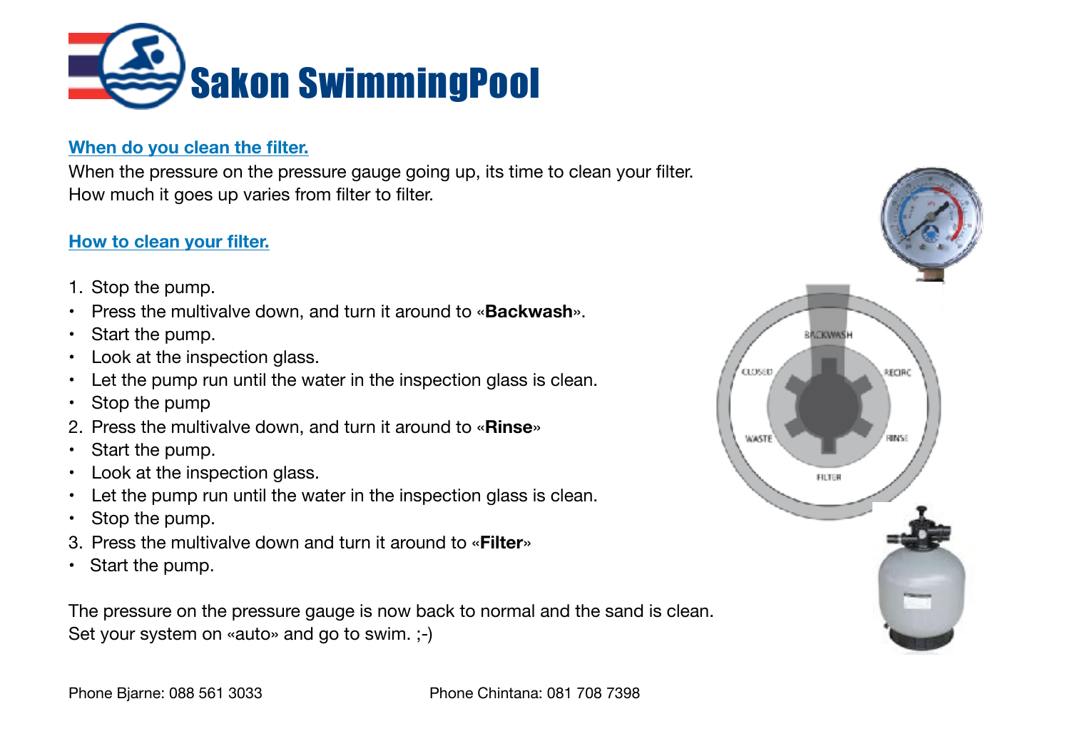# Sakon SwimmingPool

## When do you clean the filter.

When the pressure on the pressure gauge going up, its time to clean your filter.
How much it goes up varies from filter to filter.

## How to clean your filter.

1. Stop the pump.
- Press the multivalve down, and turn it around to «**Backwash**».
- Start the pump.
- Look at the inspection glass.
- Let the pump run until the water in the inspection glass is clean.
- Stop the pump

2. Press the multivalve down, and turn it around to «**Rinse**»
- Start the pump.
- Look at the inspection glass.
- Let the pump run until the water in the inspection glass is clean.
- Stop the pump.

3. Press the multivalve down and turn it around to «**Filter**»
- Start the pump.

The pressure on the pressure gauge is now back to normal and the sand is clean.
Set your system on «auto» and go to swim. ;-)

Phone Bjarne: 088 561 3033

Phone Chintana: 081 708 7398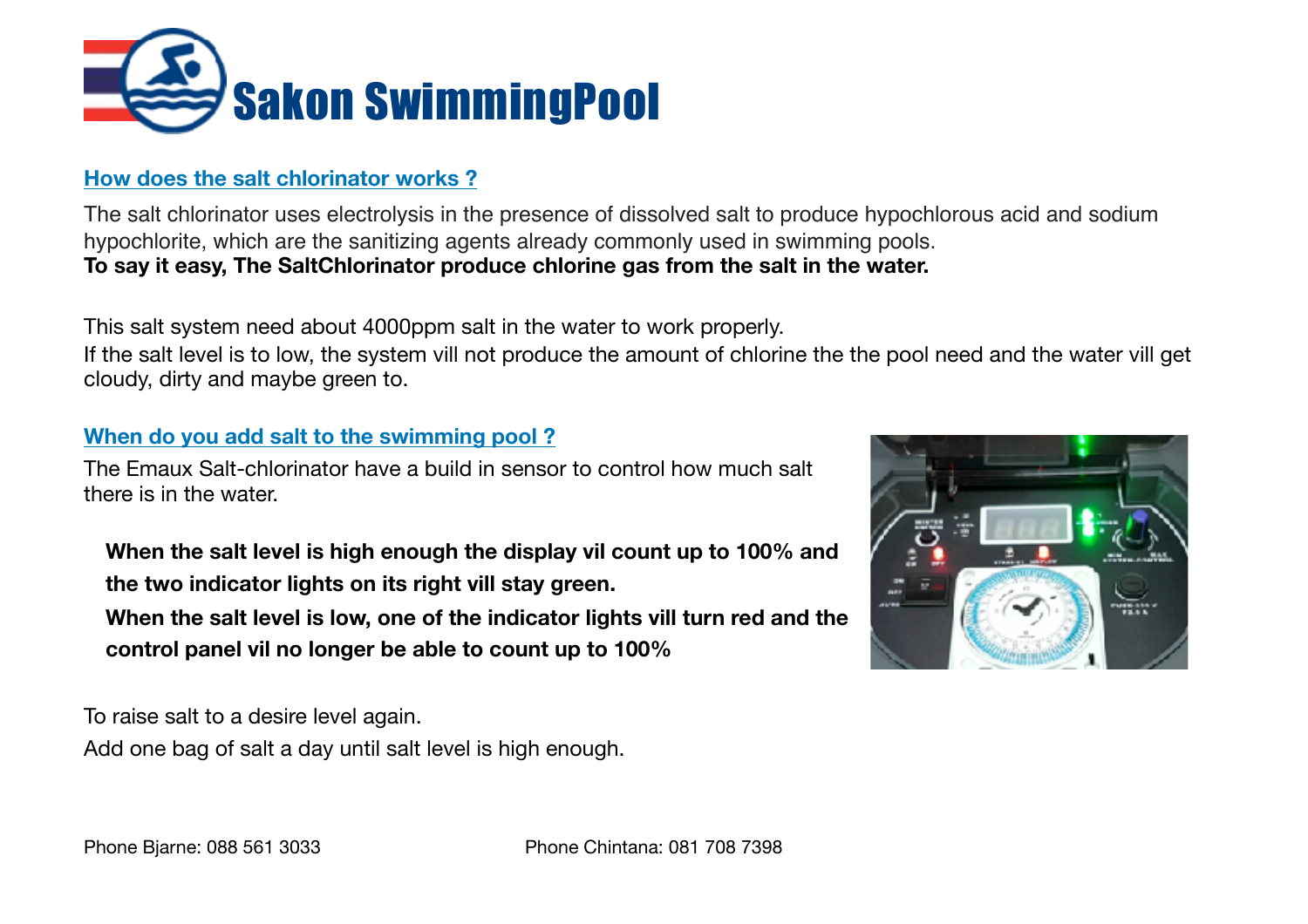# Sakon SwimmingPool

## How does the salt chlorinator works ?

The salt chlorinator uses electrolysis in the presence of dissolved salt to produce hypochlorous acid and sodium hypochlorite, which are the sanitizing agents already commonly used in swimming pools.
**To say it easy, The SaltChlorinator produce chlorine gas from the salt in the water.**

This salt system need about 4000ppm salt in the water to work properly.
If the salt level is to low, the system vill not produce the amount of chlorine the the pool need and the water vill get cloudy, dirty and maybe green to.

## When do you add salt to the swimming pool ?

The Emaux Salt-chlorinator have a build in sensor to control how much salt there is in the water.

**When the salt level is high enough the display vil count up to 100% and the two indicator lights on its right vill stay green.**
**When the salt level is low, one of the indicator lights vill turn red and the control panel vil no longer be able to count up to 100%**

To raise salt to a desire level again.
Add one bag of salt a day until salt level is high enough.

Phone Bjarne: 088 561 3033 Phone Chintana: 081 708 7398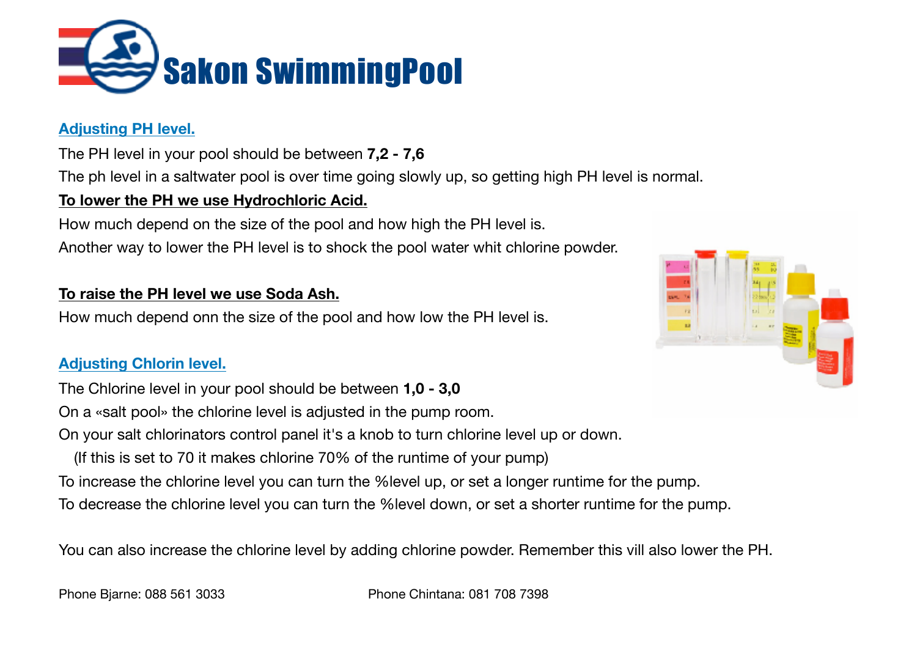# Sakon SwimmingPool

## Adjusting PH level.

The PH level in your pool should be between **7,2 - 7,6**

The ph level in a saltwater pool is over time going slowly up, so getting high PH level is normal.

**To lower the PH we use Hydrochloric Acid.**

How much depend on the size of the pool and how high the PH level is.

Another way to lower the PH level is to shock the pool water whit chlorine powder.

**To raise the PH level we use Soda Ash.**

How much depend onn the size of the pool and how low the PH level is.

## Adjusting Chlorin level.

The Chlorine level in your pool should be between **1,0 - 3,0**

On a «salt pool» the chlorine level is adjusted in the pump room.

On your salt chlorinators control panel it's a knob to turn chlorine level up or down.

(If this is set to 70 it makes chlorine 70% of the runtime of your pump)

To increase the chlorine level you can turn the %level up, or set a longer runtime for the pump.

To decrease the chlorine level you can turn the %level down, or set a shorter runtime for the pump.

You can also increase the chlorine level by adding chlorine powder. Remember this vill also lower the PH.

Phone Bjarne: 088 561 3033

Phone Chintana: 081 708 7398